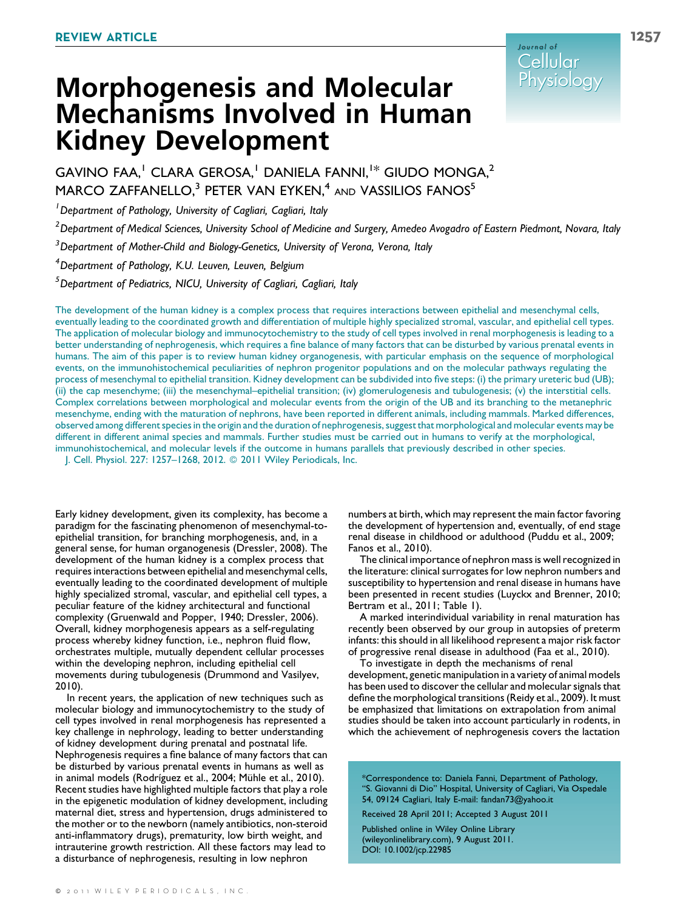REVIEW ARTICLE

# Morphogenesis and Molecular Mechanisms Involved in Human Kidney Development

GAVINO FAA,[1] CLARA GEROSA,[1] DANIELA FANNI,[1]* GIUDO MONGA,[2] MARCO ZAFFANELLO,[3] PETER VAN EYKEN,[4] AND VASSILIOS FANOS[5]

[1] *Department of Pathology, University of Cagliari, Cagliari, Italy*

[2] *Department of Medical Sciences, University School of Medicine and Surgery, Amedeo Avogadro of Eastern Piedmont, Novara, Italy*

[3] *Department of Mother-Child and Biology-Genetics, University of Verona, Verona, Italy*

[4] *Department of Pathology, K.U. Leuven, Leuven, Belgium*

[5] *Department of Pediatrics, NICU, University of Cagliari, Cagliari, Italy*

The development of the human kidney is a complex process that requires interactions between epithelial and mesenchymal cells, eventually leading to the coordinated growth and differentiation of multiple highly specialized stromal, vascular, and epithelial cell types. The application of molecular biology and immunocytochemistry to the study of cell types involved in renal morphogenesis is leading to a better understanding of nephrogenesis, which requires a fine balance of many factors that can be disturbed by various prenatal events in humans. The aim of this paper is to review human kidney organogenesis, with particular emphasis on the sequence of morphological events, on the immunohistochemical peculiarities of nephron progenitor populations and on the molecular pathways regulating the process of mesenchymal to epithelial transition. Kidney development can be subdivided into five steps: (i) the primary ureteric bud (UB); (ii) the cap mesenchyme; (iii) the mesenchymal–epithelial transition; (iv) glomerulogenesis and tubulogenesis; (v) the interstitial cells. Complex correlations between morphological and molecular events from the origin of the UB and its branching to the metanephric mesenchyme, ending with the maturation of nephrons, have been reported in different animals, including mammals. Marked differences, observed among different species in the origin and the duration of nephrogenesis, suggest that morphological and molecular events may be different in different animal species and mammals. Further studies must be carried out in humans to verify at the morphological, immunohistochemical, and molecular levels if the outcome in humans parallels that previously described in other species.
J. Cell. Physiol. 227: 1257–1268, 2012. © 2011 Wiley Periodicals, Inc.

Early kidney development, given its complexity, has become a paradigm for the fascinating phenomenon of mesenchymal-to-epithelial transition, for branching morphogenesis, and, in a general sense, for human organogenesis (Dressler, 2008). The development of the human kidney is a complex process that requires interactions between epithelial and mesenchymal cells, eventually leading to the coordinated development of multiple highly specialized stromal, vascular, and epithelial cell types, a peculiar feature of the kidney architectural and functional complexity (Gruenwald and Popper, 1940; Dressler, 2006). Overall, kidney morphogenesis appears as a self-regulating process whereby kidney function, i.e., nephron fluid flow, orchestrates multiple, mutually dependent cellular processes within the developing nephron, including epithelial cell movements during tubulogenesis (Drummond and Vasilyev, 2010).

In recent years, the application of new techniques such as molecular biology and immunocytochemistry to the study of cell types involved in renal morphogenesis has represented a key challenge in nephrology, leading to better understanding of kidney development during prenatal and postnatal life. Nephrogenesis requires a fine balance of many factors that can be disturbed by various prenatal events in humans as well as in animal models (Rodríguez et al., 2004; Mühle et al., 2010). Recent studies have highlighted multiple factors that play a role in the epigenetic modulation of kidney development, including maternal diet, stress and hypertension, drugs administered to the mother or to the newborn (namely antibiotics, non-steroid anti-inflammatory drugs), prematurity, low birth weight, and intrauterine growth restriction. All these factors may lead to a disturbance of nephrogenesis, resulting in low nephron numbers at birth, which may represent the main factor favoring the development of hypertension and, eventually, of end stage renal disease in childhood or adulthood (Puddu et al., 2009; Fanos et al., 2010).

The clinical importance of nephron mass is well recognized in the literature: clinical surrogates for low nephron numbers and susceptibility to hypertension and renal disease in humans have been presented in recent studies (Luyckx and Brenner, 2010; Bertram et al., 2011; Table 1).

A marked interindividual variability in renal maturation has recently been observed by our group in autopsies of preterm infants: this should in all likelihood represent a major risk factor of progressive renal disease in adulthood (Faa et al., 2010).

To investigate in depth the mechanisms of renal development, genetic manipulation in a variety of animal models has been used to discover the cellular and molecular signals that define the morphological transitions (Reidy et al., 2009). It must be emphasized that limitations on extrapolation from animal studies should be taken into account particularly in rodents, in which the achievement of nephrogenesis covers the lactation

*Correspondence to: Daniela Fanni, Department of Pathology, "S. Giovanni di Dio" Hospital, University of Cagliari, Via Ospedale 54, 09124 Cagliari, Italy E-mail: fandan73@yahoo.it

Received 28 April 2011; Accepted 3 August 2011

Published online in Wiley Online Library (wileyonlinelibrary.com), 9 August 2011.
DOI: 10.1002/jcp.22985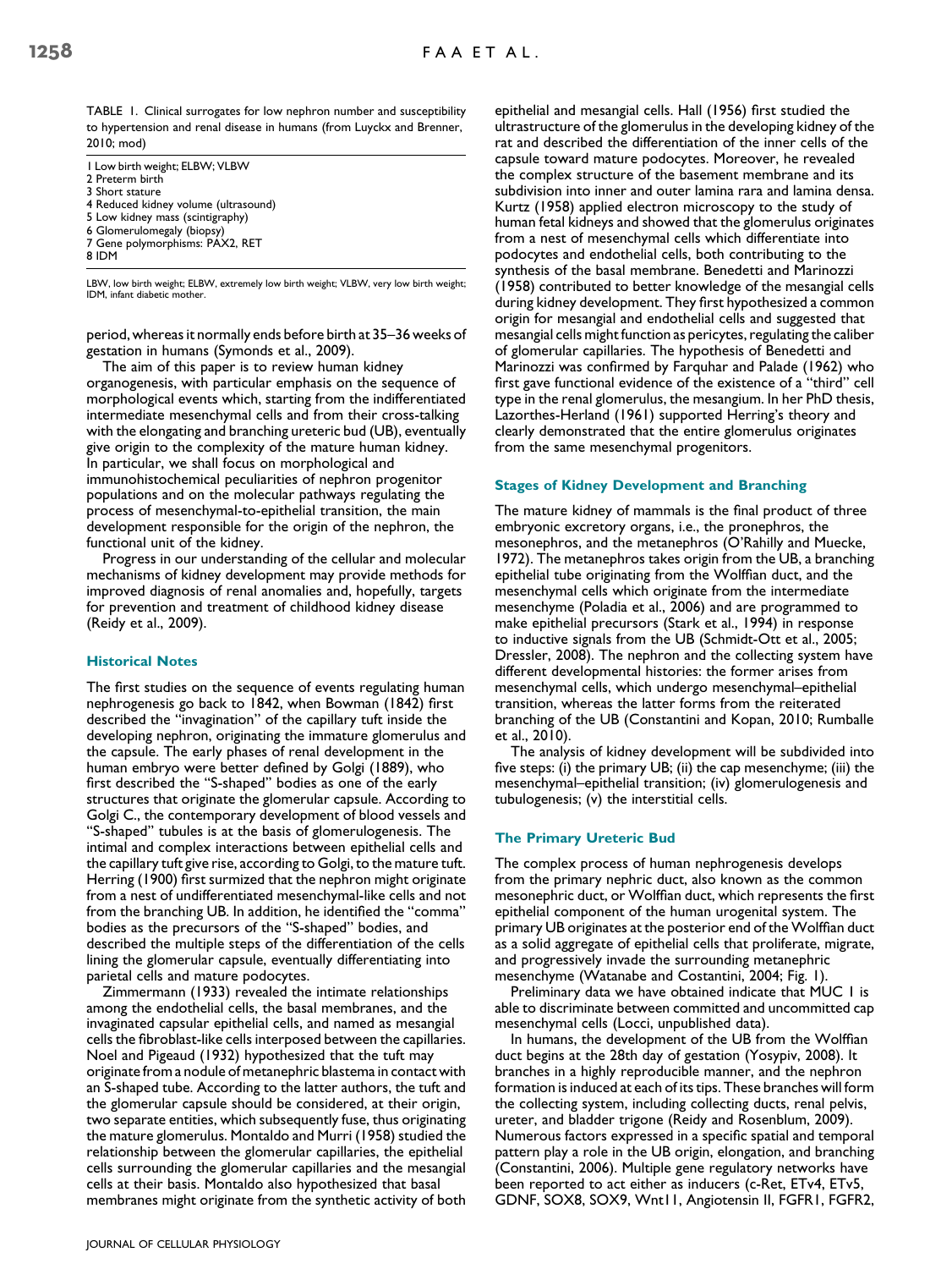TABLE 1. Clinical surrogates for low nephron number and susceptibility to hypertension and renal disease in humans (from Luyckx and Brenner, 2010; mod)

| |
|---|
| 1 Low birth weight; ELBW; VLBW |
| 2 Preterm birth |
| 3 Short stature |
| 4 Reduced kidney volume (ultrasound) |
| 5 Low kidney mass (scintigraphy) |
| 6 Glomerulomegaly (biopsy) |
| 7 Gene polymorphisms: PAX2, RET |
| 8 IDM |

LBW, low birth weight; ELBW, extremely low birth weight; VLBW, very low birth weight; IDM, infant diabetic mother.

period, whereas it normally ends before birth at 35–36 weeks of gestation in humans (Symonds et al., 2009).

The aim of this paper is to review human kidney organogenesis, with particular emphasis on the sequence of morphological events which, starting from the indifferentiated intermediate mesenchymal cells and from their cross-talking with the elongating and branching ureteric bud (UB), eventually give origin to the complexity of the mature human kidney. In particular, we shall focus on morphological and immunohistochemical peculiarities of nephron progenitor populations and on the molecular pathways regulating the process of mesenchymal-to-epithelial transition, the main development responsible for the origin of the nephron, the functional unit of the kidney.

Progress in our understanding of the cellular and molecular mechanisms of kidney development may provide methods for improved diagnosis of renal anomalies and, hopefully, targets for prevention and treatment of childhood kidney disease (Reidy et al., 2009).

## Historical Notes

The first studies on the sequence of events regulating human nephrogenesis go back to 1842, when Bowman (1842) first described the "invagination" of the capillary tuft inside the developing nephron, originating the immature glomerulus and the capsule. The early phases of renal development in the human embryo were better defined by Golgi (1889), who first described the "S-shaped" bodies as one of the early structures that originate the glomerular capsule. According to Golgi C., the contemporary development of blood vessels and "S-shaped" tubules is at the basis of glomerulogenesis. The intimal and complex interactions between epithelial cells and the capillary tuft give rise, according to Golgi, to the mature tuft. Herring (1900) first surmized that the nephron might originate from a nest of undifferentiated mesenchymal-like cells and not from the branching UB. In addition, he identified the "comma" bodies as the precursors of the "S-shaped" bodies, and described the multiple steps of the differentiation of the cells lining the glomerular capsule, eventually differentiating into parietal cells and mature podocytes.

Zimmermann (1933) revealed the intimate relationships among the endothelial cells, the basal membranes, and the invaginated capsular epithelial cells, and named as mesangial cells the fibroblast-like cells interposed between the capillaries. Noel and Pigeaud (1932) hypothesized that the tuft may originate from a nodule of metanephric blastema in contact with an S-shaped tube. According to the latter authors, the tuft and the glomerular capsule should be considered, at their origin, two separate entities, which subsequently fuse, thus originating the mature glomerulus. Montaldo and Murri (1958) studied the relationship between the glomerular capillaries, the epithelial cells surrounding the glomerular capillaries and the mesangial cells at their basis. Montaldo also hypothesized that basal membranes might originate from the synthetic activity of both epithelial and mesangial cells. Hall (1956) first studied the ultrastructure of the glomerulus in the developing kidney of the rat and described the differentiation of the inner cells of the capsule toward mature podocytes. Moreover, he revealed the complex structure of the basement membrane and its subdivision into inner and outer lamina rara and lamina densa. Kurtz (1958) applied electron microscopy to the study of human fetal kidneys and showed that the glomerulus originates from a nest of mesenchymal cells which differentiate into podocytes and endothelial cells, both contributing to the synthesis of the basal membrane. Benedetti and Marinozzi (1958) contributed to better knowledge of the mesangial cells during kidney development. They first hypothesized a common origin for mesangial and endothelial cells and suggested that mesangial cells might function as pericytes, regulating the caliber of glomerular capillaries. The hypothesis of Benedetti and Marinozzi was confirmed by Farquhar and Palade (1962) who first gave functional evidence of the existence of a "third" cell type in the renal glomerulus, the mesangium. In her PhD thesis, Lazorthes-Herland (1961) supported Herring's theory and clearly demonstrated that the entire glomerulus originates from the same mesenchymal progenitors.

## Stages of Kidney Development and Branching

The mature kidney of mammals is the final product of three embryonic excretory organs, i.e., the pronephros, the mesonephros, and the metanephros (O'Rahilly and Muecke, 1972). The metanephros takes origin from the UB, a branching epithelial tube originating from the Wolffian duct, and the mesenchymal cells which originate from the intermediate mesenchyme (Poladia et al., 2006) and are programmed to make epithelial precursors (Stark et al., 1994) in response to inductive signals from the UB (Schmidt-Ott et al., 2005; Dressler, 2008). The nephron and the collecting system have different developmental histories: the former arises from mesenchymal cells, which undergo mesenchymal–epithelial transition, whereas the latter forms from the reiterated branching of the UB (Constantini and Kopan, 2010; Rumballe et al., 2010).

The analysis of kidney development will be subdivided into five steps: (i) the primary UB; (ii) the cap mesenchyme; (iii) the mesenchymal–epithelial transition; (iv) glomerulogenesis and tubulogenesis; (v) the interstitial cells.

## The Primary Ureteric Bud

The complex process of human nephrogenesis develops from the primary nephric duct, also known as the common mesonephric duct, or Wolffian duct, which represents the first epithelial component of the human urogenital system. The primary UB originates at the posterior end of the Wolffian duct as a solid aggregate of epithelial cells that proliferate, migrate, and progressively invade the surrounding metanephric mesenchyme (Watanabe and Costantini, 2004; Fig. 1).

Preliminary data we have obtained indicate that MUC 1 is able to discriminate between committed and uncommitted cap mesenchymal cells (Locci, unpublished data).

In humans, the development of the UB from the Wolffian duct begins at the 28th day of gestation (Yosypiv, 2008). It branches in a highly reproducible manner, and the nephron formation is induced at each of its tips. These branches will form the collecting system, including collecting ducts, renal pelvis, ureter, and bladder trigone (Reidy and Rosenblum, 2009). Numerous factors expressed in a specific spatial and temporal pattern play a role in the UB origin, elongation, and branching (Constantini, 2006). Multiple gene regulatory networks have been reported to act either as inducers (c-Ret, ETv4, ETv5, GDNF, SOX8, SOX9, Wnt11, Angiotensin II, FGFR1, FGFR2,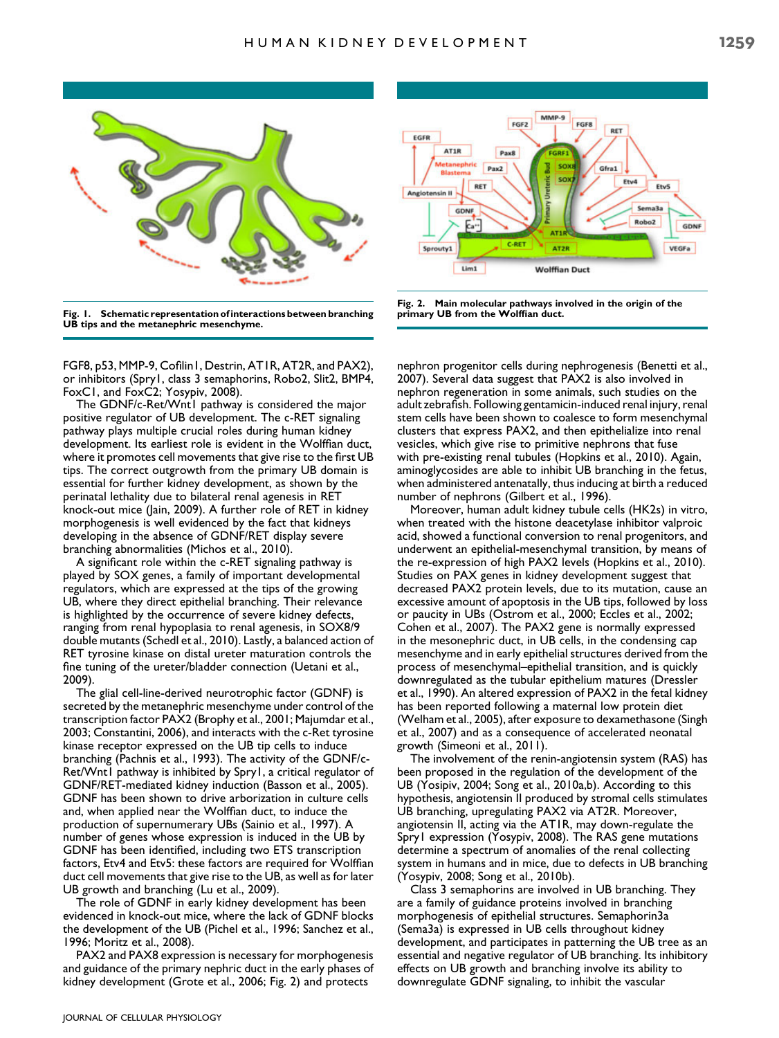Fig. 1. Schematic representation of interactions between branching UB tips and the metanephric mesenchyme.

Fig. 2. Main molecular pathways involved in the origin of the primary UB from the Wolffian duct.

FGF8, p53, MMP-9, Cofilin1, Destrin, AT1R, AT2R, and PAX2), or inhibitors (Spry1, class 3 semaphorins, Robo2, Slit2, BMP4, FoxC1, and FoxC2; Yosypiv, 2008).

The GDNF/c-Ret/Wnt1 pathway is considered the major positive regulator of UB development. The c-RET signaling pathway plays multiple crucial roles during human kidney development. Its earliest role is evident in the Wolffian duct, where it promotes cell movements that give rise to the first UB tips. The correct outgrowth from the primary UB domain is essential for further kidney development, as shown by the perinatal lethality due to bilateral renal agenesis in RET knock-out mice (Jain, 2009). A further role of RET in kidney morphogenesis is well evidenced by the fact that kidneys developing in the absence of GDNF/RET display severe branching abnormalities (Michos et al., 2010).

A significant role within the c-RET signaling pathway is played by SOX genes, a family of important developmental regulators, which are expressed at the tips of the growing UB, where they direct epithelial branching. Their relevance is highlighted by the occurrence of severe kidney defects, ranging from renal hypoplasia to renal agenesis, in SOX8/9 double mutants (Schedl et al., 2010). Lastly, a balanced action of RET tyrosine kinase on distal ureter maturation controls the fine tuning of the ureter/bladder connection (Uetani et al., 2009).

The glial cell-line-derived neurotrophic factor (GDNF) is secreted by the metanephric mesenchyme under control of the transcription factor PAX2 (Brophy et al., 2001; Majumdar et al., 2003; Constantini, 2006), and interacts with the c-Ret tyrosine kinase receptor expressed on the UB tip cells to induce branching (Pachnis et al., 1993). The activity of the GDNF/c-Ret/Wnt1 pathway is inhibited by Spry1, a critical regulator of GDNF/RET-mediated kidney induction (Basson et al., 2005). GDNF has been shown to drive arborization in culture cells and, when applied near the Wolffian duct, to induce the production of supernumerary UBs (Sainio et al., 1997). A number of genes whose expression is induced in the UB by GDNF has been identified, including two ETS transcription factors, Etv4 and Etv5: these factors are required for Wolffian duct cell movements that give rise to the UB, as well as for later UB growth and branching (Lu et al., 2009).

The role of GDNF in early kidney development has been evidenced in knock-out mice, where the lack of GDNF blocks the development of the UB (Pichel et al., 1996; Sanchez et al., 1996; Moritz et al., 2008).

PAX2 and PAX8 expression is necessary for morphogenesis and guidance of the primary nephric duct in the early phases of kidney development (Grote et al., 2006; Fig. 2) and protects nephron progenitor cells during nephrogenesis (Benetti et al., 2007). Several data suggest that PAX2 is also involved in nephron regeneration in some animals, such studies on the adult zebrafish. Following gentamicin-induced renal injury, renal stem cells have been shown to coalesce to form mesenchymal clusters that express PAX2, and then epithelialize into renal vesicles, which give rise to primitive nephrons that fuse with pre-existing renal tubules (Hopkins et al., 2010). Again, aminoglycosides are able to inhibit UB branching in the fetus, when administered antenatally, thus inducing at birth a reduced number of nephrons (Gilbert et al., 1996).

Moreover, human adult kidney tubule cells (HK2s) in vitro, when treated with the histone deacetylase inhibitor valproic acid, showed a functional conversion to renal progenitors, and underwent an epithelial-mesenchymal transition, by means of the re-expression of high PAX2 levels (Hopkins et al., 2010). Studies on PAX genes in kidney development suggest that decreased PAX2 protein levels, due to its mutation, cause an excessive amount of apoptosis in the UB tips, followed by loss or paucity in UBs (Ostrom et al., 2000; Eccles et al., 2002; Cohen et al., 2007). The PAX2 gene is normally expressed in the mesonephric duct, in UB cells, in the condensing cap mesenchyme and in early epithelial structures derived from the process of mesenchymal–epithelial transition, and is quickly downregulated as the tubular epithelium matures (Dressler et al., 1990). An altered expression of PAX2 in the fetal kidney has been reported following a maternal low protein diet (Welham et al., 2005), after exposure to dexamethasone (Singh et al., 2007) and as a consequence of accelerated neonatal growth (Simeoni et al., 2011).

The involvement of the renin-angiotensin system (RAS) has been proposed in the regulation of the development of the UB (Yosipiv, 2004; Song et al., 2010a,b). According to this hypothesis, angiotensin II produced by stromal cells stimulates UB branching, upregulating PAX2 via AT2R. Moreover, angiotensin II, acting via the AT1R, may down-regulate the Spry1 expression (Yosypiv, 2008). The RAS gene mutations determine a spectrum of anomalies of the renal collecting system in humans and in mice, due to defects in UB branching (Yosypiv, 2008; Song et al., 2010b).

Class 3 semaphorins are involved in UB branching. They are a family of guidance proteins involved in branching morphogenesis of epithelial structures. Semaphorin3a (Sema3a) is expressed in UB cells throughout kidney development, and participates in patterning the UB tree as an essential and negative regulator of UB branching. Its inhibitory effects on UB growth and branching involve its ability to downregulate GDNF signaling, to inhibit the vascular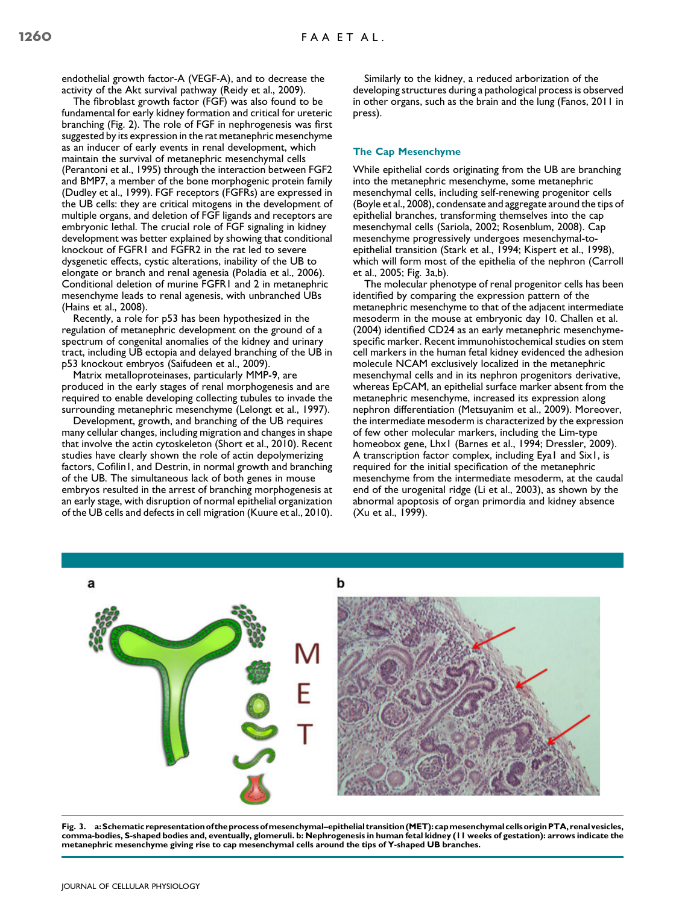endothelial growth factor-A (VEGF-A), and to decrease the activity of the Akt survival pathway (Reidy et al., 2009).

The fibroblast growth factor (FGF) was also found to be fundamental for early kidney formation and critical for ureteric branching (Fig. 2). The role of FGF in nephrogenesis was first suggested by its expression in the rat metanephric mesenchyme as an inducer of early events in renal development, which maintain the survival of metanephric mesenchymal cells (Perantoni et al., 1995) through the interaction between FGF2 and BMP7, a member of the bone morphogenic protein family (Dudley et al., 1999). FGF receptors (FGFRs) are expressed in the UB cells: they are critical mitogens in the development of multiple organs, and deletion of FGF ligands and receptors are embryonic lethal. The crucial role of FGF signaling in kidney development was better explained by showing that conditional knockout of FGFR1 and FGFR2 in the rat led to severe dysgenetic effects, cystic alterations, inability of the UB to elongate or branch and renal agenesia (Poladia et al., 2006). Conditional deletion of murine FGFR1 and 2 in metanephric mesenchyme leads to renal agenesis, with unbranched UBs (Hains et al., 2008).

Recently, a role for p53 has been hypothesized in the regulation of metanephric development on the ground of a spectrum of congenital anomalies of the kidney and urinary tract, including UB ectopia and delayed branching of the UB in p53 knockout embryos (Saifudeen et al., 2009).

Matrix metalloproteinases, particularly MMP-9, are produced in the early stages of renal morphogenesis and are required to enable developing collecting tubules to invade the surrounding metanephric mesenchyme (Lelongt et al., 1997).

Development, growth, and branching of the UB requires many cellular changes, including migration and changes in shape that involve the actin cytoskeleton (Short et al., 2010). Recent studies have clearly shown the role of actin depolymerizing factors, Cofilin1, and Destrin, in normal growth and branching of the UB. The simultaneous lack of both genes in mouse embryos resulted in the arrest of branching morphogenesis at an early stage, with disruption of normal epithelial organization of the UB cells and defects in cell migration (Kuure et al., 2010).

Similarly to the kidney, a reduced arborization of the developing structures during a pathological process is observed in other organs, such as the brain and the lung (Fanos, 2011 in press).

## The Cap Mesenchyme

While epithelial cords originating from the UB are branching into the metanephric mesenchyme, some metanephric mesenchymal cells, including self-renewing progenitor cells (Boyle et al., 2008), condensate and aggregate around the tips of epithelial branches, transforming themselves into the cap mesenchymal cells (Sariola, 2002; Rosenblum, 2008). Cap mesenchyme progressively undergoes mesenchymal-to-epithelial transition (Stark et al., 1994; Kispert et al., 1998), which will form most of the epithelia of the nephron (Carroll et al., 2005; Fig. 3a,b).

The molecular phenotype of renal progenitor cells has been identified by comparing the expression pattern of the metanephric mesenchyme to that of the adjacent intermediate mesoderm in the mouse at embryonic day 10. Challen et al. (2004) identified CD24 as an early metanephric mesenchyme-specific marker. Recent immunohistochemical studies on stem cell markers in the human fetal kidney evidenced the adhesion molecule NCAM exclusively localized in the metanephric mesenchymal cells and in its nephron progenitors derivative, whereas EpCAM, an epithelial surface marker absent from the metanephric mesenchyme, increased its expression along nephron differentiation (Metsuyanim et al., 2009). Moreover, the intermediate mesoderm is characterized by the expression of few other molecular markers, including the Lim-type homeobox gene, Lhx1 (Barnes et al., 1994; Dressler, 2009). A transcription factor complex, including Eya1 and Six1, is required for the initial specification of the metanephric mesenchyme from the intermediate mesoderm, at the caudal end of the urogenital ridge (Li et al., 2003), as shown by the abnormal apoptosis of organ primordia and kidney absence (Xu et al., 1999).

**Fig. 3. a: Schematic representation of the process of mesenchymal–epithelial transition (MET): cap mesenchymal cells origin PTA, renal vesicles, comma-bodies, S-shaped bodies and, eventually, glomeruli. b: Nephrogenesis in human fetal kidney (11 weeks of gestation): arrows indicate the metanephric mesenchyme giving rise to cap mesenchymal cells around the tips of Y-shaped UB branches.**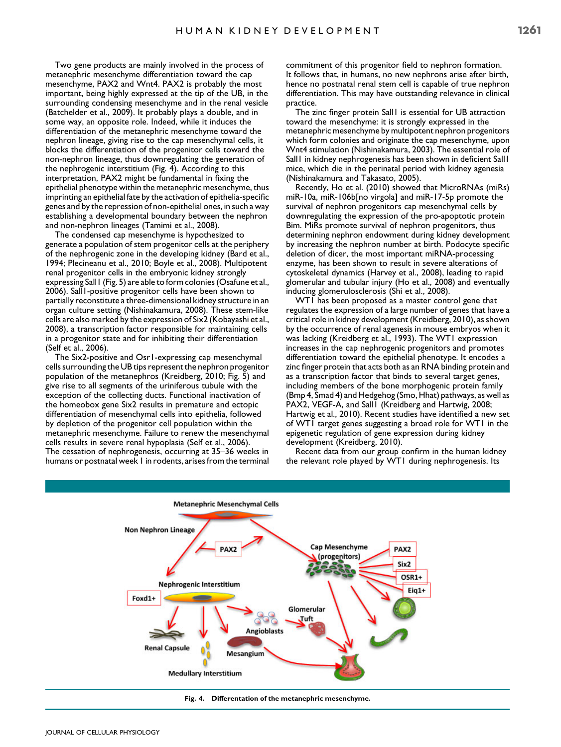Two gene products are mainly involved in the process of metanephric mesenchyme differentiation toward the cap mesenchyme, PAX2 and Wnt4. PAX2 is probably the most important, being highly expressed at the tip of the UB, in the surrounding condensing mesenchyme and in the renal vesicle (Batchelder et al., 2009). It probably plays a double, and in some way, an opposite role. Indeed, while it induces the differentiation of the metanephric mesenchyme toward the nephron lineage, giving rise to the cap mesenchymal cells, it blocks the differentiation of the progenitor cells toward the non-nephron lineage, thus downregulating the generation of the nephrogenic interstitium (Fig. 4). According to this interpretation, PAX2 might be fundamental in fixing the epithelial phenotype within the metanephric mesenchyme, thus imprinting an epithelial fate by the activation of epithelia-specific genes and by the repression of non-epithelial ones, in such a way establishing a developmental boundary between the nephron and non-nephron lineages (Tamimi et al., 2008).

The condensed cap mesenchyme is hypothesized to generate a population of stem progenitor cells at the periphery of the nephrogenic zone in the developing kidney (Bard et al., 1994; Plecineanu et al., 2010; Boyle et al., 2008). Multipotent renal progenitor cells in the embryonic kidney strongly expressing Sall1 (Fig. 5) are able to form colonies (Osafune et al., 2006). Sall1-positive progenitor cells have been shown to partially reconstitute a three-dimensional kidney structure in an organ culture setting (Nishinakamura, 2008). These stem-like cells are also marked by the expression of Six2 (Kobayashi et al., 2008), a transcription factor responsible for maintaining cells in a progenitor state and for inhibiting their differentiation (Self et al., 2006).

The Six2-positive and Osr1-expressing cap mesenchymal cells surrounding the UB tips represent the nephron progenitor population of the metanephros (Kreidberg, 2010; Fig. 5) and give rise to all segments of the uriniferous tubule with the exception of the collecting ducts. Functional inactivation of the homeobox gene Six2 results in premature and ectopic differentiation of mesenchymal cells into epithelia, followed by depletion of the progenitor cell population within the metanephric mesenchyme. Failure to renew the mesenchymal cells results in severe renal hypoplasia (Self et al., 2006). The cessation of nephrogenesis, occurring at 35–36 weeks in humans or postnatal week 1 in rodents, arises from the terminal commitment of this progenitor field to nephron formation. It follows that, in humans, no new nephrons arise after birth, hence no postnatal renal stem cell is capable of true nephron differentiation. This may have outstanding relevance in clinical practice.

The zinc finger protein Sall1 is essential for UB attraction toward the mesenchyme: it is strongly expressed in the metanephric mesenchyme by multipotent nephron progenitors which form colonies and originate the cap mesenchyme, upon Wnt4 stimulation (Nishinakamura, 2003). The essential role of Sall1 in kidney nephrogenesis has been shown in deficient Sall1 mice, which die in the perinatal period with kidney agenesis (Nishinakamura and Takasato, 2005).

Recently, Ho et al. (2010) showed that MicroRNAs (miRs) miR-10a, miR-106b[no virgola] and miR-17-5p promote the survival of nephron progenitors cap mesenchymal cells by downregulating the expression of the pro-apoptotic protein Bim. MiRs promote survival of nephron progenitors, thus determining nephron endowment during kidney development by increasing the nephron number at birth. Podocyte specific deletion of dicer, the most important miRNA-processing enzyme, has been shown to result in severe alterations of cytoskeletal dynamics (Harvey et al., 2008), leading to rapid glomerular and tubular injury (Ho et al., 2008) and eventually inducing glomerulosclerosis (Shi et al., 2008).

WT1 has been proposed as a master control gene that regulates the expression of a large number of genes that have a critical role in kidney development (Kreidberg, 2010), as shown by the occurrence of renal agenesis in mouse embryos when it was lacking (Kreidberg et al., 1993). The WT1 expression increases in the cap nephrogenic progenitors and promotes differentiation toward the epithelial phenotype. It encodes a zinc finger protein that acts both as an RNA binding protein and as a transcription factor that binds to several target genes, including members of the bone morphogenic protein family (Bmp 4, Smad 4) and Hedgehog (Smo, Hhat) pathways, as well as PAX2, VEGF-A, and Sall1 (Kreidberg and Hartwig, 2008; Hartwig et al., 2010). Recent studies have identified a new set of WT1 target genes suggesting a broad role for WT1 in the epigenetic regulation of gene expression during kidney development (Kreidberg, 2010).

Recent data from our group confirm in the human kidney the relevant role played by WT1 during nephrogenesis. Its

Fig. 4. Differentation of the metanephric mesenchyme.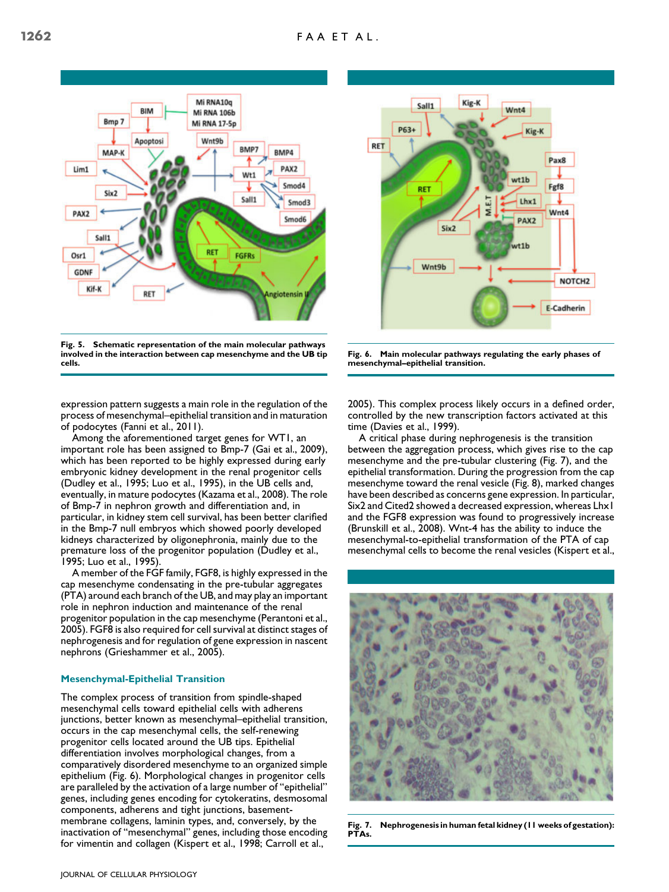Fig. 5. Schematic representation of the main molecular pathways involved in the interaction between cap mesenchyme and the UB tip cells.

Fig. 6. Main molecular pathways regulating the early phases of mesenchymal–epithelial transition.

expression pattern suggests a main role in the regulation of the process of mesenchymal–epithelial transition and in maturation of podocytes (Fanni et al., 2011).

Among the aforementioned target genes for WT1, an important role has been assigned to Bmp-7 (Gai et al., 2009), which has been reported to be highly expressed during early embryonic kidney development in the renal progenitor cells (Dudley et al., 1995; Luo et al., 1995), in the UB cells and, eventually, in mature podocytes (Kazama et al., 2008). The role of Bmp-7 in nephron growth and differentiation and, in particular, in kidney stem cell survival, has been better clarified in the Bmp-7 null embryos which showed poorly developed kidneys characterized by oligonephronia, mainly due to the premature loss of the progenitor population (Dudley et al., 1995; Luo et al., 1995).

A member of the FGF family, FGF8, is highly expressed in the cap mesenchyme condensating in the pre-tubular aggregates (PTA) around each branch of the UB, and may play an important role in nephron induction and maintenance of the renal progenitor population in the cap mesenchyme (Perantoni et al., 2005). FGF8 is also required for cell survival at distinct stages of nephrogenesis and for regulation of gene expression in nascent nephrons (Grieshammer et al., 2005).

## Mesenchymal-Epithelial Transition

The complex process of transition from spindle-shaped mesenchymal cells toward epithelial cells with adherens junctions, better known as mesenchymal–epithelial transition, occurs in the cap mesenchymal cells, the self-renewing progenitor cells located around the UB tips. Epithelial differentiation involves morphological changes, from a comparatively disordered mesenchyme to an organized simple epithelium (Fig. 6). Morphological changes in progenitor cells are paralleled by the activation of a large number of "epithelial" genes, including genes encoding for cytokeratins, desmosomal components, adherens and tight junctions, basement-membrane collagens, laminin types, and, conversely, by the inactivation of "mesenchymal" genes, including those encoding for vimentin and collagen (Kispert et al., 1998; Carroll et al., 2005). This complex process likely occurs in a defined order, controlled by the new transcription factors activated at this time (Davies et al., 1999).

A critical phase during nephrogenesis is the transition between the aggregation process, which gives rise to the cap mesenchyme and the pre-tubular clustering (Fig. 7), and the epithelial transformation. During the progression from the cap mesenchyme toward the renal vesicle (Fig. 8), marked changes have been described as concerns gene expression. In particular, Six2 and Cited2 showed a decreased expression, whereas Lhx1 and the FGF8 expression was found to progressively increase (Brunskill et al., 2008). Wnt-4 has the ability to induce the mesenchymal-to-epithelial transformation of the PTA of cap mesenchymal cells to become the renal vesicles (Kispert et al.,

Fig. 7. Nephrogenesis in human fetal kidney (11 weeks of gestation): PTAs.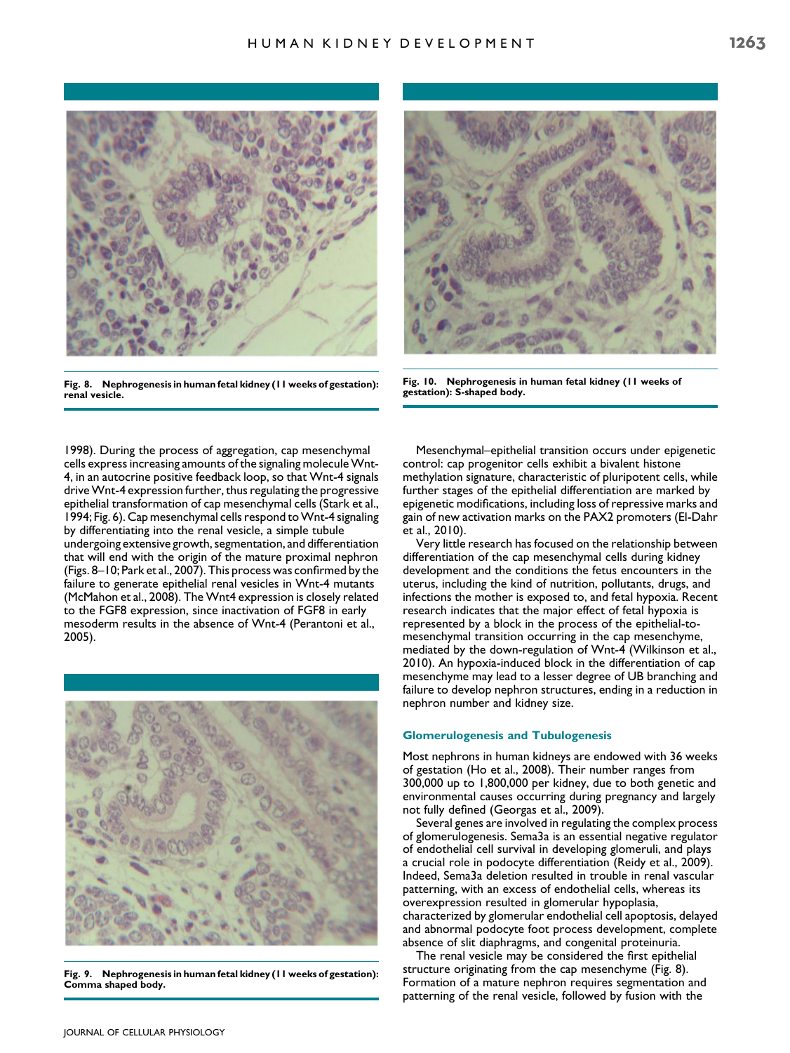Fig. 8. Nephrogenesis in human fetal kidney (11 weeks of gestation): renal vesicle.

Fig. 10. Nephrogenesis in human fetal kidney (11 weeks of gestation): S-shaped body.

1998). During the process of aggregation, cap mesenchymal cells express increasing amounts of the signaling molecule Wnt-4, in an autocrine positive feedback loop, so that Wnt-4 signals drive Wnt-4 expression further, thus regulating the progressive epithelial transformation of cap mesenchymal cells (Stark et al., 1994; Fig. 6). Cap mesenchymal cells respond to Wnt-4 signaling by differentiating into the renal vesicle, a simple tubule undergoing extensive growth, segmentation, and differentiation that will end with the origin of the mature proximal nephron (Figs. 8–10; Park et al., 2007). This process was confirmed by the failure to generate epithelial renal vesicles in Wnt-4 mutants (McMahon et al., 2008). The Wnt4 expression is closely related to the FGF8 expression, since inactivation of FGF8 in early mesoderm results in the absence of Wnt-4 (Perantoni et al., 2005).

Fig. 9. Nephrogenesis in human fetal kidney (11 weeks of gestation): Comma shaped body.

Mesenchymal–epithelial transition occurs under epigenetic control: cap progenitor cells exhibit a bivalent histone methylation signature, characteristic of pluripotent cells, while further stages of the epithelial differentiation are marked by epigenetic modifications, including loss of repressive marks and gain of new activation marks on the PAX2 promoters (El-Dahr et al., 2010).

Very little research has focused on the relationship between differentiation of the cap mesenchymal cells during kidney development and the conditions the fetus encounters in the uterus, including the kind of nutrition, pollutants, drugs, and infections the mother is exposed to, and fetal hypoxia. Recent research indicates that the major effect of fetal hypoxia is represented by a block in the process of the epithelial-to-mesenchymal transition occurring in the cap mesenchyme, mediated by the down-regulation of Wnt-4 (Wilkinson et al., 2010). An hypoxia-induced block in the differentiation of cap mesenchyme may lead to a lesser degree of UB branching and failure to develop nephron structures, ending in a reduction in nephron number and kidney size.

### Glomerulogenesis and Tubulogenesis

Most nephrons in human kidneys are endowed with 36 weeks of gestation (Ho et al., 2008). Their number ranges from 300,000 up to 1,800,000 per kidney, due to both genetic and environmental causes occurring during pregnancy and largely not fully defined (Georgas et al., 2009).

Several genes are involved in regulating the complex process of glomerulogenesis. Sema3a is an essential negative regulator of endothelial cell survival in developing glomeruli, and plays a crucial role in podocyte differentiation (Reidy et al., 2009). Indeed, Sema3a deletion resulted in trouble in renal vascular patterning, with an excess of endothelial cells, whereas its overexpression resulted in glomerular hypoplasia, characterized by glomerular endothelial cell apoptosis, delayed and abnormal podocyte foot process development, complete absence of slit diaphragms, and congenital proteinuria.

The renal vesicle may be considered the first epithelial structure originating from the cap mesenchyme (Fig. 8). Formation of a mature nephron requires segmentation and patterning of the renal vesicle, followed by fusion with the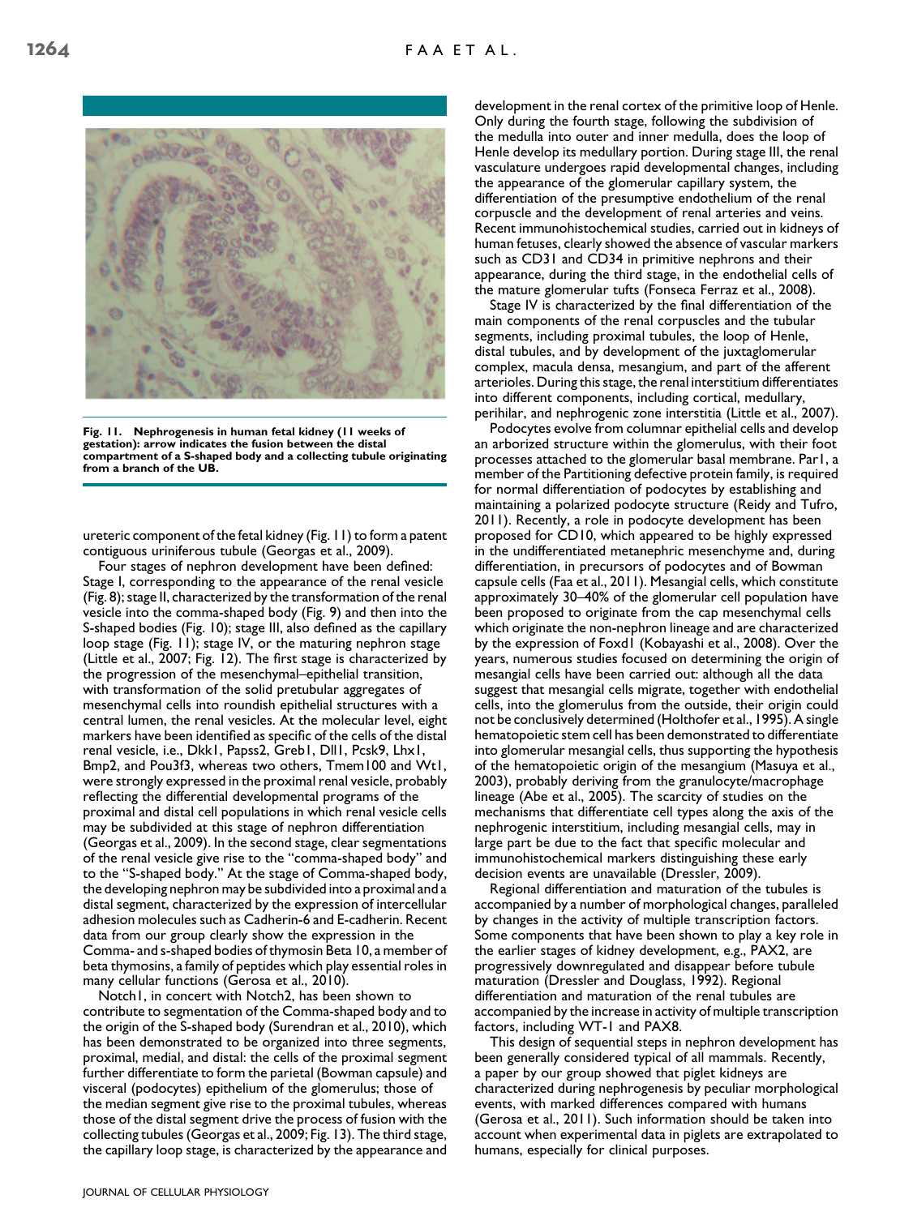Fig. 11. Nephrogenesis in human fetal kidney (11 weeks of gestation): arrow indicates the fusion between the distal compartment of a S-shaped body and a collecting tubule originating from a branch of the UB.

ureteric component of the fetal kidney (Fig. 11) to form a patent contiguous uriniferous tubule (Georgas et al., 2009).

Four stages of nephron development have been defined: Stage I, corresponding to the appearance of the renal vesicle (Fig. 8); stage II, characterized by the transformation of the renal vesicle into the comma-shaped body (Fig. 9) and then into the S-shaped bodies (Fig. 10); stage III, also defined as the capillary loop stage (Fig. 11); stage IV, or the maturing nephron stage (Little et al., 2007; Fig. 12). The first stage is characterized by the progression of the mesenchymal–epithelial transition, with transformation of the solid pretubular aggregates of mesenchymal cells into roundish epithelial structures with a central lumen, the renal vesicles. At the molecular level, eight markers have been identified as specific of the cells of the distal renal vesicle, i.e., Dkk1, Papss2, Greb1, Dll1, Pcsk9, Lhx1, Bmp2, and Pou3f3, whereas two others, Tmem100 and Wt1, were strongly expressed in the proximal renal vesicle, probably reflecting the differential developmental programs of the proximal and distal cell populations in which renal vesicle cells may be subdivided at this stage of nephron differentiation (Georgas et al., 2009). In the second stage, clear segmentations of the renal vesicle give rise to the "comma-shaped body" and to the "S-shaped body." At the stage of Comma-shaped body, the developing nephron may be subdivided into a proximal and a distal segment, characterized by the expression of intercellular adhesion molecules such as Cadherin-6 and E-cadherin. Recent data from our group clearly show the expression in the Comma- and s-shaped bodies of thymosin Beta 10, a member of beta thymosins, a family of peptides which play essential roles in many cellular functions (Gerosa et al., 2010).

Notch1, in concert with Notch2, has been shown to contribute to segmentation of the Comma-shaped body and to the origin of the S-shaped body (Surendran et al., 2010), which has been demonstrated to be organized into three segments, proximal, medial, and distal: the cells of the proximal segment further differentiate to form the parietal (Bowman capsule) and visceral (podocytes) epithelium of the glomerulus; those of the median segment give rise to the proximal tubules, whereas those of the distal segment drive the process of fusion with the collecting tubules (Georgas et al., 2009; Fig. 13). The third stage, the capillary loop stage, is characterized by the appearance and development in the renal cortex of the primitive loop of Henle. Only during the fourth stage, following the subdivision of the medulla into outer and inner medulla, does the loop of Henle develop its medullary portion. During stage III, the renal vasculature undergoes rapid developmental changes, including the appearance of the glomerular capillary system, the differentiation of the presumptive endothelium of the renal corpuscle and the development of renal arteries and veins. Recent immunohistochemical studies, carried out in kidneys of human fetuses, clearly showed the absence of vascular markers such as CD31 and CD34 in primitive nephrons and their appearance, during the third stage, in the endothelial cells of the mature glomerular tufts (Fonseca Ferraz et al., 2008).

Stage IV is characterized by the final differentiation of the main components of the renal corpuscles and the tubular segments, including proximal tubules, the loop of Henle, distal tubules, and by development of the juxtaglomerular complex, macula densa, mesangium, and part of the afferent arterioles. During this stage, the renal interstitium differentiates into different components, including cortical, medullary, perihilar, and nephrogenic zone interstitia (Little et al., 2007).

Podocytes evolve from columnar epithelial cells and develop an arborized structure within the glomerulus, with their foot processes attached to the glomerular basal membrane. Par1, a member of the Partitioning defective protein family, is required for normal differentiation of podocytes by establishing and maintaining a polarized podocyte structure (Reidy and Tufro, 2011). Recently, a role in podocyte development has been proposed for CD10, which appeared to be highly expressed in the undifferentiated metanephric mesenchyme and, during differentiation, in precursors of podocytes and of Bowman capsule cells (Faa et al., 2011). Mesangial cells, which constitute approximately 30–40% of the glomerular cell population have been proposed to originate from the cap mesenchymal cells which originate the non-nephron lineage and are characterized by the expression of Foxd1 (Kobayashi et al., 2008). Over the years, numerous studies focused on determining the origin of mesangial cells have been carried out: although all the data suggest that mesangial cells migrate, together with endothelial cells, into the glomerulus from the outside, their origin could not be conclusively determined (Holthofer et al., 1995). A single hematopoietic stem cell has been demonstrated to differentiate into glomerular mesangial cells, thus supporting the hypothesis of the hematopoietic origin of the mesangium (Masuya et al., 2003), probably deriving from the granulocyte/macrophage lineage (Abe et al., 2005). The scarcity of studies on the mechanisms that differentiate cell types along the axis of the nephrogenic interstitium, including mesangial cells, may in large part be due to the fact that specific molecular and immunohistochemical markers distinguishing these early decision events are unavailable (Dressler, 2009).

Regional differentiation and maturation of the tubules is accompanied by a number of morphological changes, paralleled by changes in the activity of multiple transcription factors. Some components that have been shown to play a key role in the earlier stages of kidney development, e.g., PAX2, are progressively downregulated and disappear before tubule maturation (Dressler and Douglass, 1992). Regional differentiation and maturation of the renal tubules are accompanied by the increase in activity of multiple transcription factors, including WT-1 and PAX8.

This design of sequential steps in nephron development has been generally considered typical of all mammals. Recently, a paper by our group showed that piglet kidneys are characterized during nephrogenesis by peculiar morphological events, with marked differences compared with humans (Gerosa et al., 2011). Such information should be taken into account when experimental data in piglets are extrapolated to humans, especially for clinical purposes.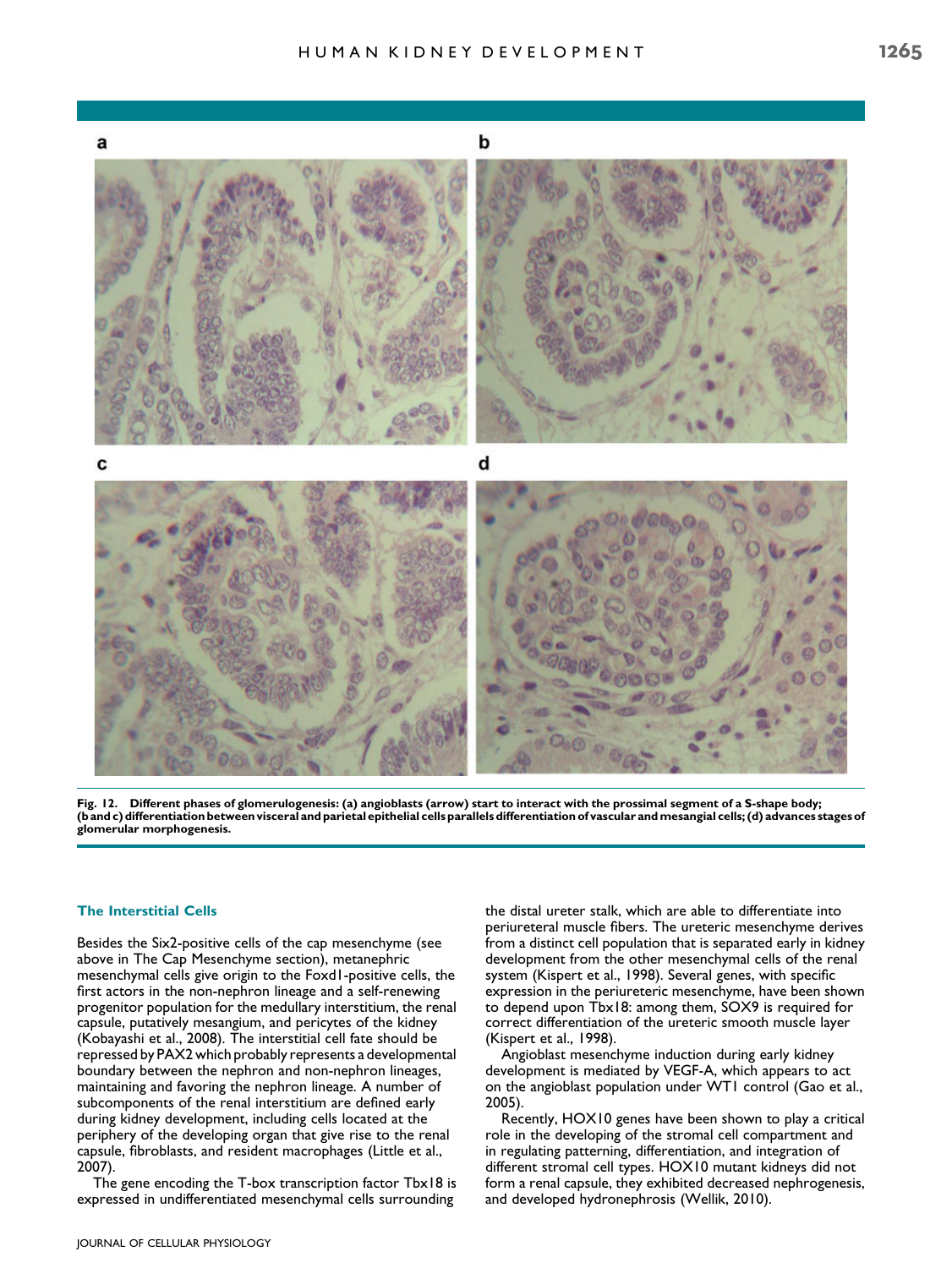**Fig. 12. Different phases of glomerulogenesis: (a) angioblasts (arrow) start to interact with the prossimal segment of a S-shape body; (b and c) differentiation between visceral and parietal epithelial cells parallels differentiation of vascular and mesangial cells; (d) advances stages of glomerular morphogenesis.**

## The Interstitial Cells

Besides the Six2-positive cells of the cap mesenchyme (see above in The Cap Mesenchyme section), metanephric mesenchymal cells give origin to the Foxd1-positive cells, the first actors in the non-nephron lineage and a self-renewing progenitor population for the medullary interstitium, the renal capsule, putatively mesangium, and pericytes of the kidney (Kobayashi et al., 2008). The interstitial cell fate should be repressed by PAX2 which probably represents a developmental boundary between the nephron and non-nephron lineages, maintaining and favoring the nephron lineage. A number of subcomponents of the renal interstitium are defined early during kidney development, including cells located at the periphery of the developing organ that give rise to the renal capsule, fibroblasts, and resident macrophages (Little et al., 2007).

The gene encoding the T-box transcription factor Tbx18 is expressed in undifferentiated mesenchymal cells surrounding the distal ureter stalk, which are able to differentiate into periureteral muscle fibers. The ureteric mesenchyme derives from a distinct cell population that is separated early in kidney development from the other mesenchymal cells of the renal system (Kispert et al., 1998). Several genes, with specific expression in the periureteric mesenchyme, have been shown to depend upon Tbx18: among them, SOX9 is required for correct differentiation of the ureteric smooth muscle layer (Kispert et al., 1998).

Angioblast mesenchyme induction during early kidney development is mediated by VEGF-A, which appears to act on the angioblast population under WT1 control (Gao et al., 2005).

Recently, HOX10 genes have been shown to play a critical role in the developing of the stromal cell compartment and in regulating patterning, differentiation, and integration of different stromal cell types. HOX10 mutant kidneys did not form a renal capsule, they exhibited decreased nephrogenesis, and developed hydronephrosis (Wellik, 2010).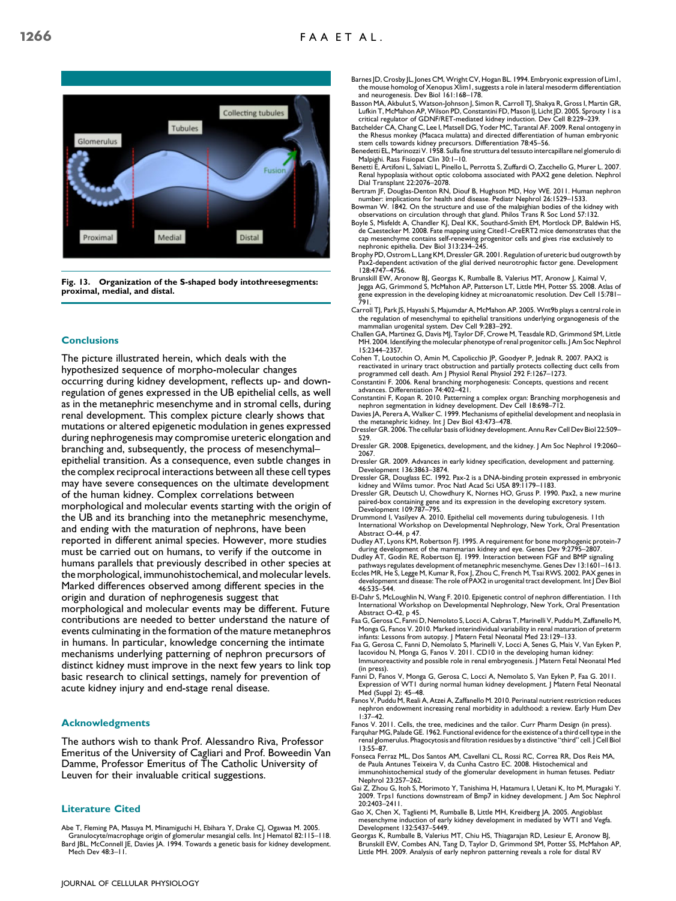Fig. 13. Organization of the S-shaped body intothreesegments: proximal, medial, and distal.

## Conclusions

The picture illustrated herein, which deals with the hypothesized sequence of morpho-molecular changes occurring during kidney development, reflects up- and down-regulation of genes expressed in the UB epithelial cells, as well as in the metanephric mesenchyme and in stromal cells, during renal development. This complex picture clearly shows that mutations or altered epigenetic modulation in genes expressed during nephrogenesis may compromise ureteric elongation and branching and, subsequently, the process of mesenchymal–epithelial transition. As a consequence, even subtle changes in the complex reciprocal interactions between all these cell types may have severe consequences on the ultimate development of the human kidney. Complex correlations between morphological and molecular events starting with the origin of the UB and its branching into the metanephric mesenchyme, and ending with the maturation of nephrons, have been reported in different animal species. However, more studies must be carried out on humans, to verify if the outcome in humans parallels that previously described in other species at the morphological, immunohistochemical, and molecular levels. Marked differences observed among different species in the origin and duration of nephrogenesis suggest that morphological and molecular events may be different. Future contributions are needed to better understand the nature of events culminating in the formation of the mature metanephros in humans. In particular, knowledge concerning the intimate mechanisms underlying patterning of nephron precursors of distinct kidney must improve in the next few years to link top basic research to clinical settings, namely for prevention of acute kidney injury and end-stage renal disease.

## Acknowledgments

The authors wish to thank Prof. Alessandro Riva, Professor Emeritus of the University of Cagliari and Prof. Boweedin Van Damme, Professor Emeritus of The Catholic University of Leuven for their invaluable critical suggestions.

## Literature Cited

Abe T, Fleming PA, Masuya M, Minamiguchi H, Ebihara Y, Drake CJ, Ogawa M. 2005. Granulocyte/macrophage origin of glomerular mesangial cells. Int J Hematol 82:115–118.

Bard JBL, McConnell JE, Davies JA. 1994. Towards a genetic basis for kidney development. Mech Dev 48:3–11.

Barnes JD, Crosby JL, Jones CM, Wright CV, Hogan BL. 1994. Embryonic expression of Lim1, the mouse homolog of Xenopus Xlim1, suggests a role in lateral mesoderm differentiation and neurogenesis. Dev Biol 161:168–178.

Basson MA, Akbulut S, Watson-Johnson J, Simon R, Carroll TJ, Shakya R, Gross I, Martin GR, Lufkin T, McMahon AP, Wilson PD, Constantini FD, Mason IJ, Licht JD. 2005. Sprouty 1 is a critical regulator of GDNF/RET-mediated kidney induction. Dev Cell 8:229–239.

Batchelder CA, Chang C, Lee I, Matsell DG, Yoder MC, Tarantal AF. 2009. Renal ontogeny in the Rhesus monkey (Macaca mulatta) and directed differentiation of human embryonic stem cells towards kidney precursors. Differentiation 78:45–56.

Benedetti EL, Marinozzi V. 1958. Sulla fine struttura del tessuto intercapillare nel glomerulo di Malpighi. Rass Fisiopat Clin 30:1–10.

Benetti E, Artifoni L, Salviati L, Pinello L, Perrotta S, Zuffardi O, Zacchello G, Murer L. 2007. Renal hypoplasia without optic coloboma associated with PAX2 gene deletion. Nephrol Dial Transplant 22:2076–2078.

Bertram JF, Douglas-Denton RN, Diouf B, Hughson MD, Hoy WE. 2011. Human nephron number: implications for health and disease. Pediatr Nephrol 26:1529–1533.

Bowman W. 1842. On the structure and use of the malpighian bodies of the kidney with observations on circulation through that gland. Philos Trans R Soc Lond 57:132.

Boyle S, Misfeldt A, Chandler KJ, Deal KK, Southard-Smith EM, Mortlock DP, Baldwin HS, de Caestecker M. 2008. Fate mapping using Cited1-CreERT2 mice demonstrates that the cap mesenchyme contains self-renewing progenitor cells and gives rise exclusively to nephronic epithelia. Dev Biol 313:234–245.

Brophy PD, Ostrom L, Lang KM, Dressler GR. 2001. Regulation of ureteric bud outgrowth by Pax2-dependent activation of the glial derived neurotrophic factor gene. Development 128:4747–4756.

Brunskill EW, Aronow BJ, Georgas K, Rumballe B, Valerius MT, Aronow J, Kaimal V, Jegga AG, Grimmond S, McMahon AP, Patterson LT, Little MH, Potter SS. 2008. Atlas of gene expression in the developing kidney at microanatomic resolution. Dev Cell 15:781–791.

Carroll TJ, Park JS, Hayashi S, Majumdar A, McMahon AP. 2005. Wnt9b plays a central role in the regulation of mesenchymal to epithelial transitions underlying organogenesis of the mammalian urogenital system. Dev Cell 9:283–292.

Challen GA, Martinez G, Davis MJ, Taylor DF, Crowe M, Teasdale RD, Grimmond SM, Little MH. 2004. Identifying the molecular phenotype of renal progenitor cells. J Am Soc Nephrol 15:2344–2357.

Cohen T, Loutochin O, Amin M, Capolicchio JP, Goodyer P, Jednak R. 2007. PAX2 is reactivated in urinary tract obstruction and partially protects collecting duct cells from programmed cell death. Am J Physiol Renal Physiol 292 F:1267–1273.

Constantini F. 2006. Renal branching morphogenesis: Concepts, questions and recent advances. Differentiation 74:402–421.

Constantini F, Kopan R. 2010. Patterning a complex organ: Branching morphogenesis and nephron segmentation in kidney development. Dev Cell 18:698–712.

Davies JA, Perera A, Walker C. 1999. Mechanisms of epithelial development and neoplasia in the metanephric kidney. Int J Dev Biol 43:473–478.

Dressler GR. 2006. The cellular basis of kidney development. Annu Rev Cell Dev Biol 22:509–529.

Dressler GR. 2008. Epigenetics, development, and the kidney. J Am Soc Nephrol 19:2060–2067.

Dressler GR. 2009. Advances in early kidney specification, development and patterning. Development 136:3863–3874.

Dressler GR, Douglass EC. 1992. Pax-2 is a DNA-binding protein expressed in embryonic kidney and Wilms tumor. Proc Natl Acad Sci USA 89:1179–1183.

Dressler GR, Deutsch U, Chowdhury K, Nornes HO, Gruss P. 1990. Pax2, a new murine paired-box containing gene and its expression in the developing excretory system. Development 109:787–795.

Drummond I, Vasilyev A. 2010. Epithelial cell movements during tubulogenesis. 11th International Workshop on Developmental Nephrology, New York, Oral Presentation Abstract O-44, p 47.

Dudley AT, Lyons KM, Robertson FJ. 1995. A requirement for bone morphogenic protein-7 during development of the mammarian kidney and eye. Genes Dev 9:2795–2807.

Dudley AT, Godin RE, Robertson EJ. 1999. Interaction between FGF and BMP signaling pathways regulates development of metanephric mesenchyme. Genes Dev 13:1601–1613.

Eccles MR, He S, Legge M, Kumar R, Fox J, Zhou C, French M, Tsai RWS. 2002. PAX genes in development and disease: The role of PAX2 in urogenital tract development. Int J Dev Biol 46:535–544.

El-Dahr S, McLoughlin N, Wang F. 2010. Epigenetic control of nephron differentiation. 11th International Workshop on Developmental Nephrology, New York, Oral Presentation Abstract O-42, p 45.

Faa G, Gerosa C, Fanni D, Nemolato S, Locci A, Cabras T, Marinelli V, Puddu M, Zaffanello M, Monga G, Fanos V. 2010. Marked interindividual variability in renal maturation of preterm infants: Lessons from autopsy. J Matern Fetal Neonatal Med 23:129–133.

Faa G, Gerosa C, Fanni D, Nemolato S, Marinelli V, Locci A, Senes G, Mais V, Van Eyken P, Iacovidou N, Monga G, Fanos V. 2011. CD10 in the developing human kidney: Immunoreactivity and possible role in renal embryogenesis. J Matern Fetal Neonatal Med (in press).

Fanni D, Fanos V, Monga G, Gerosa C, Locci A, Nemolato S, Van Eyken P, Faa G. 2011. Expression of WT1 during normal human kidney development. J Matern Fetal Neonatal Med (Suppl 2): 45–48.

Fanos V, Puddu M, Reali A, Atzei A, Zaffanello M. 2010. Perinatal nutrient restriction reduces nephron endowment increasing renal morbidity in adulthood: a review. Early Hum Dev 1:37–42.

Fanos V. 2011. Cells, the tree, medicines and the tailor. Curr Pharm Design (in press).

Farquhar MG, Palade GE. 1962. Functional evidence for the existence of a third cell type in the renal glomerulus. Phagocytosis and filtration residues by a distinctive "third" cell. J Cell Biol 13:55–87.

Fonseca Ferraz ML, Dos Santos AM, Cavellani CL, Rossi RC, Correa RR, Dos Reis MA, de Paula Antunes Teixeira V, da Cunha Castro EC. 2008. Histochemical and immunohistochemical study of the glomerular development in human fetuses. Pediatr Nephrol 23:257–262.

Gai Z, Zhou G, Itoh S, Morimoto Y, Tanishima H, Hatamura I, Uetani K, Ito M, Muragaki Y. 2009. Trps1 functions downstream of Bmp7 in kidney development. J Am Soc Nephrol 20:2403–2411.

Gao X, Chen X, Taglienti M, Rumballe B, Little MH, Kreidberg JA. 2005. Angioblast mesenchyme induction of early kidney development in mediated by WT1 and Vegfa. Development 132:5437–5449.

Georgas K, Rumballe B, Valerius MT, Chiu HS, Thiagarajan RD, Lesieur E, Aronow BJ, Brunskill EW, Combes AN, Tang D, Taylor D, Grimmond SM, Potter SS, McMahon AP, Little MH. 2009. Analysis of early nephron patterning reveals a role for distal RV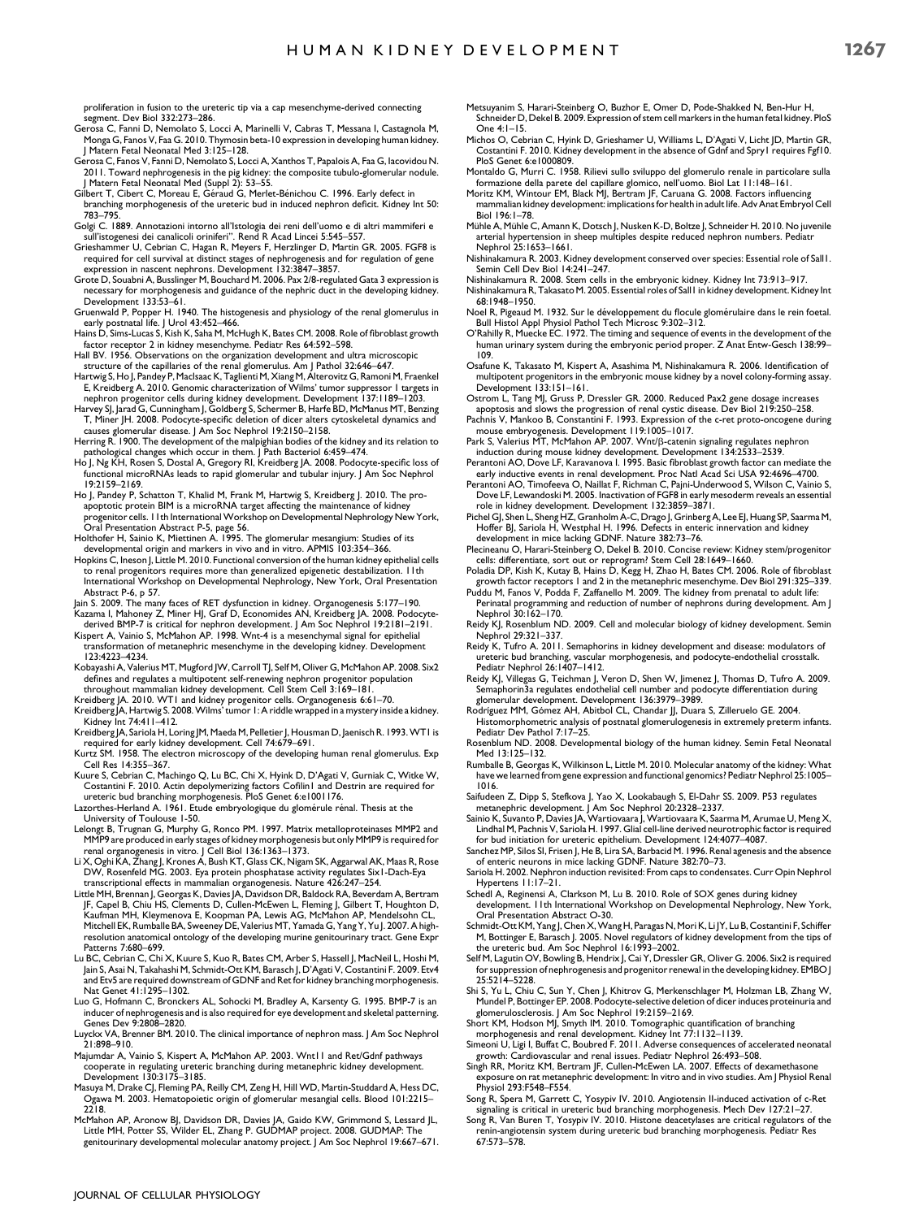proliferation in fusion to the ureteric tip via a cap mesenchyme-derived connecting segment. Dev Biol 332:273–286.

Gerosa C, Fanni D, Nemolato S, Locci A, Marinelli V, Cabras T, Messana I, Castagnola M, Monga G, Fanos V, Faa G. 2010. Thymosin beta-10 expression in developing human kidney. J Matern Fetal Neonatal Med 3:125–128.

Gerosa C, Fanos V, Fanni D, Nemolato S, Locci A, Xanthos T, Papalois A, Faa G, Iacovidou N. 2011. Toward nephrogenesis in the pig kidney: the composite tubulo-glomerular nodule. J Matern Fetal Neonatal Med (Suppl 2): 53–55.

Gilbert T, Cibert C, Moreau E, Géraud G, Merlet-Bénichou C. 1996. Early defect in branching morphogenesis of the ureteric bud in induced nephron deficit. Kidney Int 50: 783–795.

Golgi C. 1889. Annotazioni intorno all'Istologia dei reni dell'uomo e di altri mammiferi e sull'istogenesi dei canalicoli oriniferi". Rend R Acad Lincei 5:545–557.

Grieshammer U, Cebrian C, Hagan R, Meyers F, Herzlinger D, Martin GR. 2005. FGF8 is required for cell survival at distinct stages of nephrogenesis and for regulation of gene expression in nascent nephrons. Development 132:3847–3857.

Grote D, Souabni A, Busslinger M, Bouchard M. 2006. Pax 2/8-regulated Gata 3 expression is necessary for morphogenesis and guidance of the nephric duct in the developing kidney. Development 133:53–61.

Gruenwald P, Popper H. 1940. The histogenesis and physiology of the renal glomerulus in early postnatal life. J Urol 43:452–466.

Hains D, Sims-Lucas S, Kish K, Saha M, McHugh K, Bates CM. 2008. Role of fibroblast growth factor receptor 2 in kidney mesenchyme. Pediatr Res 64:592–598.

Hall BV. 1956. Observations on the organization development and ultra microscopic structure of the capillaries of the renal glomerulus. Am J Pathol 32:646–647.

Hartwig S, Ho J, Pandey P, MacIsaac K, Taglienti M, Xiang M, Alterovitz G, Ramoni M, Fraenkel E, Kreidberg A. 2010. Genomic characterization of Wilms' tumor suppressor 1 targets in nephron progenitor cells during kidney development. Development 137:1189–1203.

Harvey SJ, Jarad G, Cunningham J, Goldberg S, Schermer B, Harfe BD, McManus MT, Benzing T, Miner JH. 2008. Podocyte-specific deletion of dicer alters cytoskeletal dynamics and causes glomerular disease. J Am Soc Nephrol 19:2150–2158.

Herring R. 1900. The development of the malpighian bodies of the kidney and its relation to pathological changes which occur in them. J Path Bacteriol 6:459–474.

Ho J, Ng KH, Rosen S, Dostal A, Gregory RI, Kreidberg JA. 2008. Podocyte-specific loss of functional microRNAs leads to rapid glomerular and tubular injury. J Am Soc Nephrol 19:2159–2169.

Ho J, Pandey P, Schatton T, Khalid M, Frank M, Hartwig S, Kreidberg J. 2010. The pro-apoptotic protein BIM is a microRNA target affecting the maintenance of kidney progenitor cells. 11th International Workshop on Developmental Nephrology New York, Oral Presentation Abstract P-5, page 56.

Holthofer H, Sainio K, Miettinen A. 1995. The glomerular mesangium: Studies of its developmental origin and markers in vivo and in vitro. APMIS 103:354–366.

Hopkins C, Ineson J, Little M. 2010. Functional conversion of the human kidney epithelial cells to renal progenitors requires more than generalized epigenetic destabilization. 11th International Workshop on Developmental Nephrology, New York, Oral Presentation Abstract P-6, p 57.

Jain S. 2009. The many faces of RET dysfunction in kidney. Organogenesis 5:177–190.

Kazama I, Mahoney Z, Miner HJ, Graf D, Economides AN, Kreidberg JA. 2008. Podocyte-derived BMP-7 is critical for nephron development. J Am Soc Nephrol 19:2181–2191.

Kispert A, Vainio S, McMahon AP. 1998. Wnt-4 is a mesenchymal signal for epithelial transformation of metanephric mesenchyme in the developing kidney. Development 123:4223–4234.

Kobayashi A, Valerius MT, Mugford JW, Carroll TJ, Self M, Oliver G, McMahon AP. 2008. Six2 defines and regulates a multipotent self-renewing nephron progenitor population throughout mammalian kidney development. Cell Stem Cell 3:169–181.

Kreidberg JA. 2010. WT1 and kidney progenitor cells. Organogenesis 6:61–70.

Kreidberg JA, Hartwig S. 2008. Wilms' tumor 1: A riddle wrapped in a mystery inside a kidney. Kidney Int 74:411–412.

Kreidberg JA, Sariola H, Loring JM, Maeda M, Pelletier J, Housman D, Jaenisch R. 1993. WT1 is required for early kidney development. Cell 74:679–691.

Kurtz SM. 1958. The electron microscopy of the developing human renal glomerulus. Exp Cell Res 14:355–367.

Kuure S, Cebrian C, Machingo Q, Lu BC, Chi X, Hyink D, D'Agati V, Gurniak C, Witke W, Costantini F. 2010. Actin depolymerizing factors Cofilin1 and Destrin are required for ureteric bud branching morphogenesis. PloS Genet 6:e1001176.

Lazorthes-Herland A. 1961. Etude embryologique du glomérule rénal. Thesis at the University of Toulouse 1-50.

Lelongt B, Trugnan G, Murphy G, Ronco PM. 1997. Matrix metalloproteinases MMP2 and MMP9 are produced in early stages of kidney morphogenesis but only MMP9 is required for renal organogenesis in vitro. J Cell Biol 136:1363–1373.

Li X, Oghi KA, Zhang J, Krones A, Bush KT, Glass CK, Nigam SK, Aggarwal AK, Maas R, Rose DW, Rosenfeld MG. 2003. Eya protein phosphatase activity regulates Six1-Dach-Eya transcriptional effects in mammalian organogenesis. Nature 426:247–254.

Little MH, Brennan J, Georgas K, Davies JA, Davidson DR, Baldock RA, Beverdam A, Bertram JF, Capel B, Chiu HS, Clements D, Cullen-McEwen L, Fleming J, Gilbert T, Houghton D, Kaufman MH, Kleymenova E, Koopman PA, Lewis AG, McMahon AP, Mendelsohn CL, Mitchell EK, Rumballe BA, Sweeney DE, Valerius MT, Yamada G, Yang Y, Yu J. 2007. A high-resolution anatomical ontology of the developing murine genitourinary tract. Gene Expr Patterns 7:680–699.

Lu BC, Cebrian C, Chi X, Kuure S, Kuo R, Bates CM, Arber S, Hassell J, MacNeil L, Hoshi M, Jain S, Asai N, Takahashi M, Schmidt-Ott KM, Barasch J, D'Agati V, Costantini F. 2009. Etv4 and Etv5 are required downstream of GDNF and Ret for kidney branching morphogenesis. Nat Genet 41:1295–1302.

Luo G, Hofmann C, Bronckers AL, Sohocki M, Bradley A, Karsenty G. 1995. BMP-7 is an inducer of nephrogenesis and is also required for eye development and skeletal patterning. Genes Dev 9:2808–2820.

Luyckx VA, Brenner BM. 2010. The clinical importance of nephron mass. J Am Soc Nephrol 21:898–910.

Majumdar A, Vainio S, Kispert A, McMahon AP. 2003. Wnt11 and Ret/Gdnf pathways cooperate in regulating ureteric branching during metanephric kidney development. Development 130:3175–3185.

Masuya M, Drake CJ, Fleming PA, Reilly CM, Zeng H, Hill WD, Martin-Studdard A, Hess DC, Ogawa M. 2003. Hematopoietic origin of glomerular mesangial cells. Blood 101:2215–2218.

McMahon AP, Aronow BJ, Davidson DR, Davies JA, Gaido KW, Grimmond S, Lessard JL, Little MH, Potter SS, Wilder EL, Zhang P. GUDMAP project. 2008. GUDMAP: The genitourinary developmental molecular anatomy project. J Am Soc Nephrol 19:667–671.

Metsuyanim S, Harari-Steinberg O, Buzhor E, Omer D, Pode-Shakked N, Ben-Hur H, Schneider D, Dekel B. 2009. Expression of stem cell markers in the human fetal kidney. PloS One 4:1–15.

Michos O, Cebrian C, Hyink D, Grieshamer U, Williams L, D'Agati V, Licht JD, Martin GR, Costantini F. 2010. Kidney development in the absence of Gdnf and Spry1 requires Fgf10. PloS Genet 6:e1000809.

Montaldo G, Murri C. 1958. Rilievi sullo sviluppo del glomerulo renale in particolare sulla formazione della parete del capillare glomico, nell'uomo. Biol Lat 11:148–161.

Moritz KM, Wintour EM, Black MJ, Bertram JF, Caruana G. 2008. Factors influencing mammalian kidney development: implications for health in adult life. Adv Anat Embryol Cell Biol 196:1–78.

Mühle A, Mühle C, Amann K, Dotsch J, Nusken K-D, Boltze J, Schneider H. 2010. No juvenile arterial hypertension in sheep multiples despite reduced nephron numbers. Pediatr Nephrol 25:1653–1661.

Nishinakamura R. 2003. Kidney development conserved over species: Essential role of Sall1. Semin Cell Dev Biol 14:241–247.

Nishinakamura R. 2008. Stem cells in the embryonic kidney. Kidney Int 73:913–917.

Nishinakamura R, Takasato M. 2005. Essential roles of Sall1 in kidney development. Kidney Int 68:1948–1950.

Noel R, Pigeaud M. 1932. Sur le développement du flocule glomérulaire dans le rein foetal. Bull Histol Appl Physiol Pathol Tech Microsc 9:302–312.

O'Rahilly R, Muecke EC. 1972. The timing and sequence of events in the development of the human urinary system during the embryonic period proper. Z Anat Entw-Gesch 138:99–109.

Osafune K, Takasato M, Kispert A, Asashima M, Nishinakamura R. 2006. Identification of multipotent progenitors in the embryonic mouse kidney by a novel colony-forming assay. Development 133:151–161.

Ostrom L, Tang MJ, Gruss P, Dressler GR. 2000. Reduced Pax2 gene dosage increases apoptosis and slows the progression of renal cystic disease. Dev Biol 219:250–258.

Pachnis V, Mankoo B, Constantini F. 1993. Expression of the c-ret proto-oncogene during mouse embryogenesis. Development 119:1005–1017.

Park S, Valerius MT, McMahon AP. 2007. Wnt/β-catenin signaling regulates nephron induction during mouse kidney development. Development 134:2533–2539.

Perantoni AO, Dove LF, Karavanova I. 1995. Basic fibroblast growth factor can mediate the early inductive events in renal development. Proc Natl Acad Sci USA 92:4696–4700.

Perantoni AO, Timofeeva O, Naillat F, Richman C, Pajni-Underwood S, Wilson C, Vainio S, Dove LF, Lewandoski M. 2005. Inactivation of FGF8 in early mesoderm reveals an essential role in kidney development. Development 132:3859–3871.

Pichel GJ, Shen L, Sheng HZ, Granholm A-C, Drago J, Grinberg A, Lee EJ, Huang SP, Saarma M, Hoffer BJ, Sariola H, Westphal H. 1996. Defects in enteric innervation and kidney development in mice lacking GDNF. Nature 382:73–76.

Plecineanu O, Harari-Steinberg O, Dekel B. 2010. Concise review: Kidney stem/progenitor cells: differentiate, sort out or reprogram? Stem Cell 28:1649–1660.

Poladia DP, Kish K, Kutay B, Hains D, Kegg H, Zhao H, Bates CM. 2006. Role of fibroblast growth factor receptors 1 and 2 in the metanephric mesenchyme. Dev Biol 291:325–339.

Puddu M, Fanos V, Podda F, Zaffanello M. 2009. The kidney from prenatal to adult life: Perinatal programming and reduction of number of nephrons during development. Am J Nephrol 30:162–170.

Reidy KJ, Rosenblum ND. 2009. Cell and molecular biology of kidney development. Semin Nephrol 29:321–337.

Reidy K, Tufro A. 2011. Semaphorins in kidney development and disease: modulators of ureteric bud branching, vascular morphogenesis, and podocyte-endothelial crosstalk. Pediatr Nephrol 26:1407–1412.

Reidy KJ, Villegas G, Teichman J, Veron D, Shen W, Jimenez J, Thomas D, Tufro A. 2009. Semaphorin3a regulates endothelial cell number and podocyte differentiation during glomerular development. Development 136:3979–3989.

Rodríguez MM, Gómez AH, Abitbol CL, Chandar JJ, Duara S, Zilleruelo GE. 2004. Histomorphometric analysis of postnatal glomerulogenesis in extremely preterm infants. Pediatr Dev Pathol 7:17–25.

Rosenblum ND. 2008. Developmental biology of the human kidney. Semin Fetal Neonatal Med 13:125–132.

Rumballe B, Georgas K, Wilkinson L, Little M. 2010. Molecular anatomy of the kidney: What have we learned from gene expression and functional genomics? Pediatr Nephrol 25:1005–1016.

Saifudeen Z, Dipp S, Stefkova J, Yao X, Lookabaugh S, El-Dahr SS. 2009. P53 regulates metanephric development. J Am Soc Nephrol 20:2328–2337.

Sainio K, Suvanto P, Davies JA, Wartiovaara J, Wartiovaara K, Saarma M, Arumae U, Meng X, Lindahl M, Pachnis V, Sariola H. 1997. Glial cell-line derived neurotrophic factor is required for bud initiation for ureteric epithelium. Development 124:4077–4087.

Sanchez MP, Silos SI, Frisen J, He B, Lira SA, Barbacid M. 1996. Renal agenesis and the absence of enteric neurons in mice lacking GDNF. Nature 382:70–73.

Sariola H. 2002. Nephron induction revisited: From caps to condensates. Curr Opin Nephrol Hypertens 11:17–21.

Schedl A, Reginensi A, Clarkson M, Lu B. 2010. Role of SOX genes during kidney development. 11th International Workshop on Developmental Nephrology, New York, Oral Presentation Abstract O-30.

Schmidt-Ott KM, Yang J, Chen X, Wang H, Paragas N, Mori K, Li JY, Lu B, Costantini F, Schiffer M, Bottinger E, Barasch J. 2005. Novel regulators of kidney development from the tips of the ureteric bud. Am Soc Nephrol 16:1993–2002.

Self M, Lagutin OV, Bowling B, Hendrix J, Cai Y, Dressler GR, Oliver G. 2006. Six2 is required for suppression of nephrogenesis and progenitor renewal in the developing kidney. EMBO J 25:5214–5228.

Shi S, Yu L, Chiu C, Sun Y, Chen J, Khitrov G, Merkenschlager M, Holzman LB, Zhang W, Mundel P, Bottinger EP. 2008. Podocyte-selective deletion of dicer induces proteinuria and glomerulosclerosis. J Am Soc Nephrol 19:2159–2169.

Short KM, Hodson MJ, Smyth IM. 2010. Tomographic quantification of branching morphogenesis and renal development. Kidney Int 77:1132–1139.

Simeoni U, Ligi I, Buffat C, Boubred F. 2011. Adverse consequences of accelerated neonatal growth: Cardiovascular and renal issues. Pediatr Nephrol 26:493–508.

Singh RR, Moritz KM, Bertram JF, Cullen-McEwen LA. 2007. Effects of dexamethasone exposure on rat metanephric development: In vitro and in vivo studies. Am J Physiol Renal Physiol 293:F548–F554.

Song R, Spera M, Garrett C, Yosypiv IV. 2010. Angiotensin II-induced activation of c-Ret signaling is critical in ureteric bud branching morphogenesis. Mech Dev 127:21–27.

Song R, Van Buren T, Yosypiv IV. 2010. Histone deacetylases are critical regulators of the renin-angiotensin system during ureteric bud branching morphogenesis. Pediatr Res 67:573–578.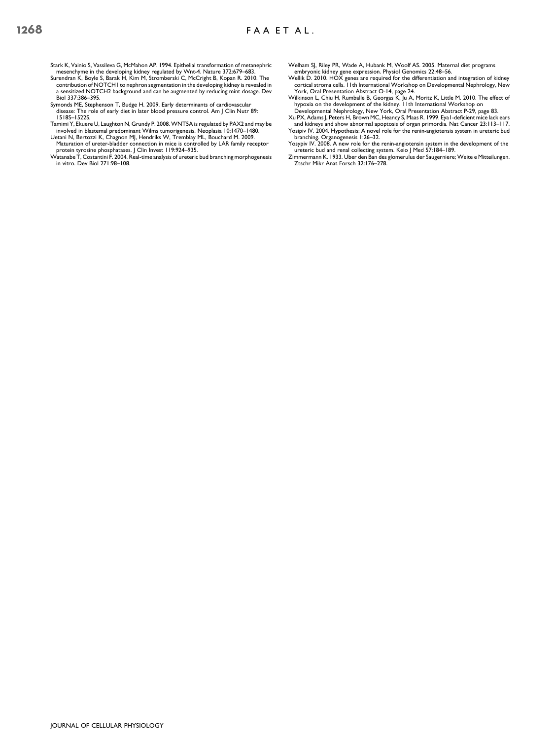Stark K, Vainio S, Vassileva G, McMahon AP. 1994. Epithelial transformation of metanephric mesenchyme in the developing kidney regulated by Wnt-4. Nature 372:679–683.

Surendran K, Boyle S, Barak H, Kim M, Stromberski C, McCright B, Kopan R. 2010. The contribution of NOTCH1 to nephron segmentation in the developing kidney is revealed in a sensitized NOTCH2 background and can be augmented by reducing mint dosage. Dev Biol 337:386–395.

Symonds ME, Stephenson T, Budge H. 2009. Early determinants of cardiovascular disease: The role of early diet in later blood pressure control. Am J Clin Nutr 89: 1518S–1522S.

Tamimi Y, Ekuere U, Laughton N, Grundy P. 2008. WNT5A is regulated by PAX2 and may be involved in blastemal predominant Wilms tumorigenesis. Neoplasia 10:1470–1480.

Uetani N, Bertozzi K, Chagnon MJ, Hendriks W, Tremblay ML, Bouchard M. 2009. Maturation of ureter-bladder connection in mice is controlled by LAR family receptor protein tyrosine phosphatases. J Clin Invest 119:924–935.

Watanabe T, Costantini F. 2004. Real-time analysis of ureteric bud branching morphogenesis in vitro. Dev Biol 271:98–108.

Welham SJ, Riley PR, Wade A, Hubank M, Woolf AS. 2005. Maternal diet programs embryonic kidney gene expression. Physiol Genomics 22:48–56.

Wellik D. 2010. HOX genes are required for the differentiation and integration of kidney cortical stroma cells. 11th International Workshop on Developmental Nephrology, New York, Oral Presentation Abstract O-14, page 24.

Wilkinson L, Chiu H, Rumballe B, Georgas K, Ju A, Moritz K, Little M. 2010. The effect of hypoxia on the development of the kidney. 11th International Workshop on Developmental Nephrology, New York, Oral Presentation Abstract P-29, page 83.

Xu PX, Adams J, Peters H, Brown MC, Heancy S, Maas R. 1999. Eya1-deficient mice lack ears and kidneys and show abnormal apoptosis of organ primordia. Nat Cancer 23:113–117.

Yosipiv IV. 2004. Hypothesis: A novel role for the renin-angiotensis system in ureteric bud branching. Organogenesis 1:26–32.

Yosypiv IV. 2008. A new role for the renin-angiotensin system in the development of the ureteric bud and renal collecting system. Keio J Med 57:184–189.

Zimmermann K. 1933. Uber den Ban des glomerulus der Saugerniere; Weite e Mitteilungen. Ztschr Mikr Anat Forsch 32:176–278.